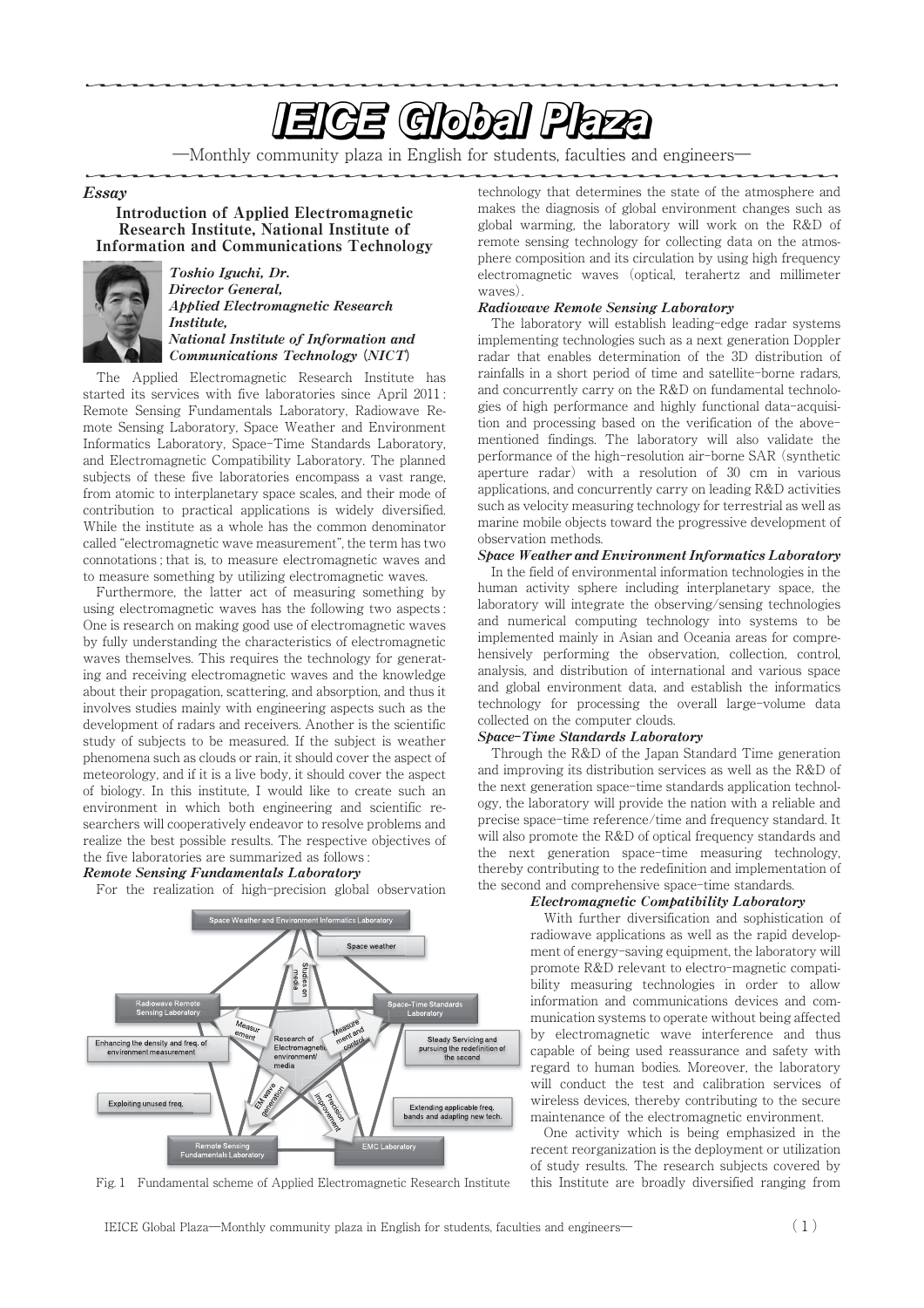# IEICE Global Plaza

—Monthly community plaza in English for students, faculties and engineers—

*Essay*

## Introduction of Applied Electromagnetic Research Institute, National Institute of Information and Communications Technology

***Toshio Iguchi, Dr.***
***Director General,***
***Applied Electromagnetic Research Institute,***
***National Institute of Information and Communications Technology (NICT)***

The Applied Electromagnetic Research Institute has started its services with five laboratories since April 2011 : Remote Sensing Fundamentals Laboratory, Radiowave Remote Sensing Laboratory, Space Weather and Environment Informatics Laboratory, Space-Time Standards Laboratory, and Electromagnetic Compatibility Laboratory. The planned subjects of these five laboratories encompass a vast range, from atomic to interplanetary space scales, and their mode of contribution to practical applications is widely diversified. While the institute as a whole has the common denominator called "electromagnetic wave measurement", the term has two connotations ; that is, to measure electromagnetic waves and to measure something by utilizing electromagnetic waves.

Furthermore, the latter act of measuring something by using electromagnetic waves has the following two aspects : One is research on making good use of electromagnetic waves by fully understanding the characteristics of electromagnetic waves themselves. This requires the technology for generating and receiving electromagnetic waves and the knowledge about their propagation, scattering, and absorption, and thus it involves studies mainly with engineering aspects such as the development of radars and receivers. Another is the scientific study of subjects to be measured. If the subject is weather phenomena such as clouds or rain, it should cover the aspect of meteorology, and if it is a live body, it should cover the aspect of biology. In this institute, I would like to create such an environment in which both engineering and scientific researchers will cooperatively endeavor to resolve problems and realize the best possible results. The respective objectives of the five laboratories are summarized as follows :

***Remote Sensing Fundamentals Laboratory***

For the realization of high-precision global observation technology that determines the state of the atmosphere and makes the diagnosis of global environment changes such as global warming, the laboratory will work on the R&D of remote sensing technology for collecting data on the atmosphere composition and its circulation by using high frequency electromagnetic waves (optical, terahertz and millimeter waves).

***Radiowave Remote Sensing Laboratory***

The laboratory will establish leading-edge radar systems implementing technologies such as a next generation Doppler radar that enables determination of the 3D distribution of rainfalls in a short period of time and satellite-borne radars, and concurrently carry on the R&D on fundamental technologies of high performance and highly functional data-acquisition and processing based on the verification of the above-mentioned findings. The laboratory will also validate the performance of the high-resolution air-borne SAR (synthetic aperture radar) with a resolution of 30 cm in various applications, and concurrently carry on leading R&D activities such as velocity measuring technology for terrestrial as well as marine mobile objects toward the progressive development of observation methods.

***Space Weather and Environment Informatics Laboratory***

In the field of environmental information technologies in the human activity sphere including interplanetary space, the laboratory will integrate the observing/sensing technologies and numerical computing technology into systems to be implemented mainly in Asian and Oceania areas for comprehensively performing the observation, collection, control, analysis, and distribution of international and various space and global environment data, and establish the informatics technology for processing the overall large-volume data collected on the computer clouds.

***Space-Time Standards Laboratory***

Through the R&D of the Japan Standard Time generation and improving its distribution services as well as the R&D of the next generation space-time standards application technology, the laboratory will provide the nation with a reliable and precise space-time reference/time and frequency standard. It will also promote the R&D of optical frequency standards and the next generation space-time measuring technology, thereby contributing to the redefinition and implementation of the second and comprehensive space-time standards.

***Electromagnetic Compatibility Laboratory***

With further diversification and sophistication of radiowave applications as well as the rapid development of energy-saving equipment, the laboratory will promote R&D relevant to electro-magnetic compatibility measuring technologies in order to allow information and communications devices and communication systems to operate without being affected by electromagnetic wave interference and thus capable of being used reassurance and safety with regard to human bodies. Moreover, the laboratory will conduct the test and calibration services of wireless devices, thereby contributing to the secure maintenance of the electromagnetic environment.

One activity which is being emphasized in the recent reorganization is the deployment or utilization of study results. The research subjects covered by this Institute are broadly diversified ranging from

Fig. 1 Fundamental scheme of Applied Electromagnetic Research Institute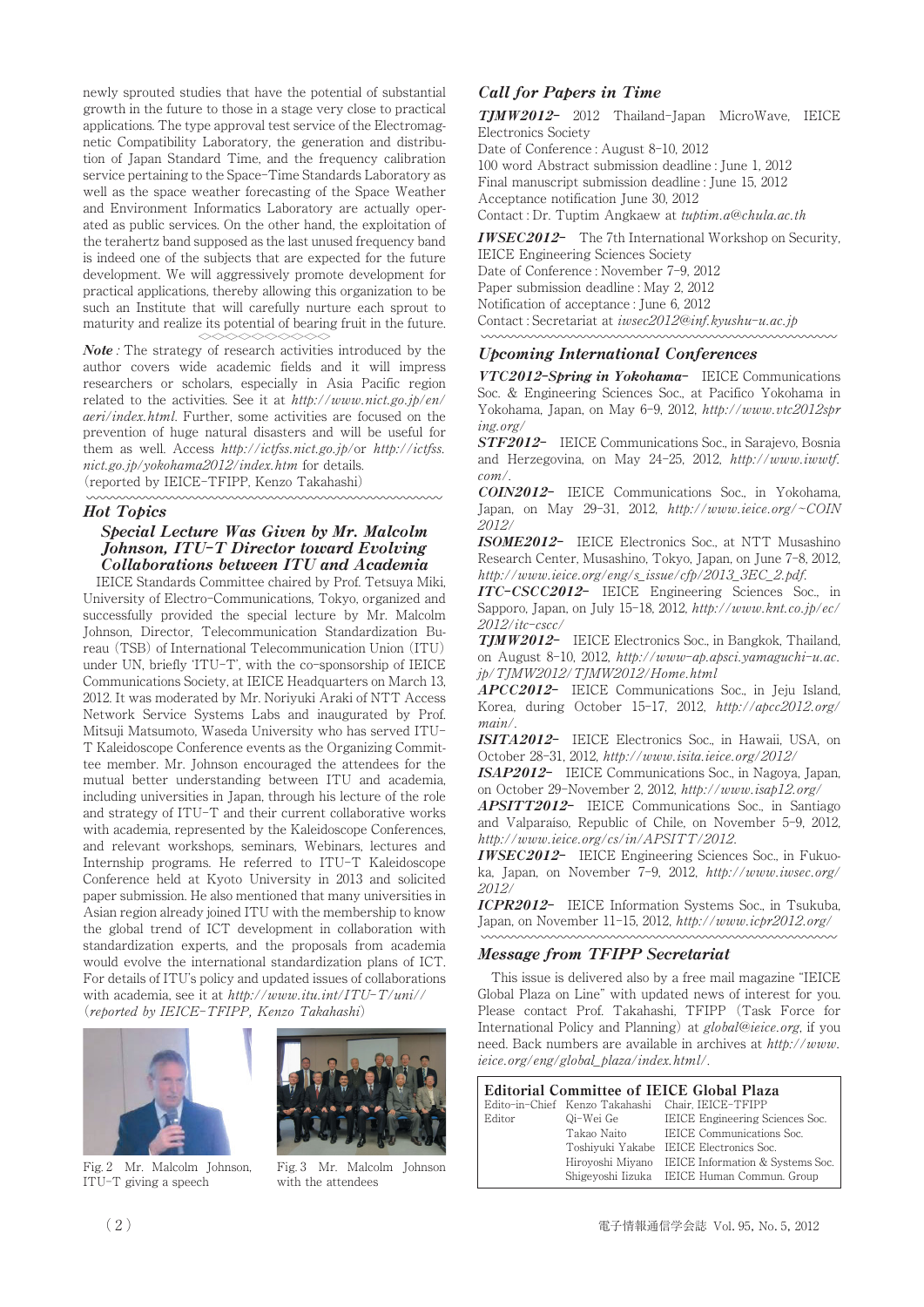newly sprouted studies that have the potential of substantial growth in the future to those in a stage very close to practical applications. The type approval test service of the Electromagnetic Compatibility Laboratory, the generation and distribution of Japan Standard Time, and the frequency calibration service pertaining to the Space-Time Standards Laboratory as well as the space weather forecasting of the Space Weather and Environment Informatics Laboratory are actually operated as public services. On the other hand, the exploitation of the terahertz band supposed as the last unused frequency band is indeed one of the subjects that are expected for the future development. We will aggressively promote development for practical applications, thereby allowing this organization to be such an Institute that will carefully nurture each sprout to maturity and realize its potential of bearing fruit in the future.

◇◇◇◇◇◇◇◇◇◇

***Note*** : The strategy of research activities introduced by the author covers wide academic fields and it will impress researchers or scholars, especially in Asia Pacific region related to the activities. See it at *http://www.nict.go.jp/en/aeri/index.html*. Further, some activities are focused on the prevention of huge natural disasters and will be useful for them as well. Access *http://ictfss.nict.go.jp/* or *http://ictfss.nict.go.jp/yokohama2012/index.htm* for details.
(reported by IEICE-TFIPP, Kenzo Takahashi)

## Hot Topics

### Special Lecture Was Given by Mr. Malcolm Johnson, ITU-T Director toward Evolving Collaborations between ITU and Academia

IEICE Standards Committee chaired by Prof. Tetsuya Miki, University of Electro-Communications, Tokyo, organized and successfully provided the special lecture by Mr. Malcolm Johnson, Director, Telecommunication Standardization Bureau (TSB) of International Telecommunication Union (ITU) under UN, briefly 'ITU-T', with the co-sponsorship of IEICE Communications Society, at IEICE Headquarters on March 13, 2012. It was moderated by Mr. Noriyuki Araki of NTT Access Network Service Systems Labs and inaugurated by Prof. Mitsuji Matsumoto, Waseda University who has served ITU-T Kaleidoscope Conference events as the Organizing Committee member. Mr. Johnson encouraged the attendees for the mutual better understanding between ITU and academia, including universities in Japan, through his lecture of the role and strategy of ITU-T and their current collaborative works with academia, represented by the Kaleidoscope Conferences, and relevant workshops, seminars, Webinars, lectures and Internship programs. He referred to ITU-T Kaleidoscope Conference held at Kyoto University in 2013 and solicited paper submission. He also mentioned that many universities in Asian region already joined ITU with the membership to know the global trend of ICT development in collaboration with standardization experts, and the proposals from academia would evolve the international standardization plans of ICT. For details of ITU's policy and updated issues of collaborations with academia, see it at *http://www.itu.int/ITU-T/uni//*
(*reported by IEICE-TFIPP, Kenzo Takahashi*)

Fig. 2 Mr. Malcolm Johnson, ITU-T giving a speech

Fig. 3 Mr. Malcolm Johnson with the attendees

## Call for Papers in Time

***TJMW2012-*** 2012 Thailand-Japan MicroWave, IEICE Electronics Society
Date of Conference : August 8-10, 2012
100 word Abstract submission deadline : June 1, 2012
Final manuscript submission deadline : June 15, 2012
Acceptance notification June 30, 2012
Contact : Dr. Tuptim Angkaew at *tuptim.a@chula.ac.th*

***IWSEC2012-*** The 7th International Workshop on Security, IEICE Engineering Sciences Society
Date of Conference : November 7-9, 2012
Paper submission deadline : May 2, 2012
Notification of acceptance : June 6, 2012
Contact : Secretariat at *iwsec2012@inf.kyushu-u.ac.jp*

## Upcoming International Conferences

***VTC2012-Spring in Yokohama-*** IEICE Communications Soc. & Engineering Sciences Soc., at Pacifico Yokohama in Yokohama, Japan, on May 6-9, 2012, *http://www.vtc2012spring.org/*

***STF2012-*** IEICE Communications Soc., in Sarajevo, Bosnia and Herzegovina, on May 24-25, 2012, *http://www.iwwtf.com/*.

***COIN2012-*** IEICE Communications Soc., in Yokohama, Japan, on May 29-31, 2012, *http://www.ieice.org/~COIN2012/*

***ISOME2012-*** IEICE Electronics Soc., at NTT Musashino Research Center, Musashino, Tokyo, Japan, on June 7-8, 2012, *http://www.ieice.org/eng/s_issue/cfp/2013_3EC_2.pdf*.

***ITC-CSCC2012-*** IEICE Engineering Sciences Soc., in Sapporo, Japan, on July 15-18, 2012, *http://www.knt.co.jp/ec/2012/itc-cscc/*

***TJMW2012-*** IEICE Electronics Soc., in Bangkok, Thailand, on August 8-10, 2012, *http://www-ap.apsci.yamaguchi-u.ac.jp/TJMW2012/TJMW2012/Home.html*

***APCC2012-*** IEICE Communications Soc., in Jeju Island, Korea, during October 15-17, 2012, *http://apcc2012.org/main/*.

***ISITA2012-*** IEICE Electronics Soc., in Hawaii, USA, on October 28-31, 2012, *http://www.isita.ieice.org/2012/*

***ISAP2012-*** IEICE Communications Soc., in Nagoya, Japan, on October 29-November 2, 2012, *http://www.isap12.org/*

***APSITT2012-*** IEICE Communications Soc., in Santiago and Valparaiso, Republic of Chile, on November 5-9, 2012, *http://www.ieice.org/cs/in/APSITT/2012*.

***IWSEC2012-*** IEICE Engineering Sciences Soc., in Fukuoka, Japan, on November 7-9, 2012, *http://www.iwsec.org/2012/*

***ICPR2012-*** IEICE Information Systems Soc., in Tsukuba, Japan, on November 11-15, 2012, *http://www.icpr2012.org/*

## Message from TFIPP Secretariat

This issue is delivered also by a free mail magazine "IEICE Global Plaza on Line" with updated news of interest for you. Please contact Prof. Takahashi, TFIPP (Task Force for International Policy and Planning) at *global@ieice.org*, if you need. Back numbers are available in archives at *http://www.ieice.org/eng/global_plaza/index.html/*.

### Editorial Committee of IEICE Global Plaza

| | | |
|---|---|---|
| Edito-in-Chief | Kenzo Takahashi | Chair, IEICE-TFIPP |
| Editor | Qi-Wei Ge | IEICE Engineering Sciences Soc. |
| | Takao Naito | IEICE Communications Soc. |
| | Toshiyuki Yakabe | IEICE Electronics Soc. |
| | Hiroyoshi Miyano | IEICE Information & Systems Soc. |
| | Shigeyoshi Iizuka | IEICE Human Commun. Group |